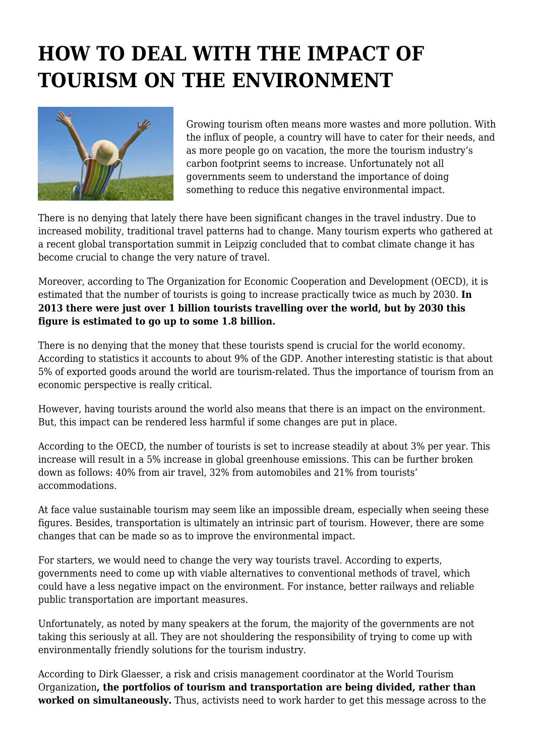# HOW TO DEAL WITH THE IMPACT OF TOURISM ON THE ENVIRONMENT

Growing tourism often means more wastes and more pollution. With the influx of people, a country will have to cater for their needs, and as more people go on vacation, the more the tourism industry's carbon footprint seems to increase. Unfortunately not all governments seem to understand the importance of doing something to reduce this negative environmental impact.

There is no denying that lately there have been significant changes in the travel industry. Due to increased mobility, traditional travel patterns had to change. Many tourism experts who gathered at a recent global transportation summit in Leipzig concluded that to combat climate change it has become crucial to change the very nature of travel.

Moreover, according to The Organization for Economic Cooperation and Development (OECD), it is estimated that the number of tourists is going to increase practically twice as much by 2030. **In 2013 there were just over 1 billion tourists travelling over the world, but by 2030 this figure is estimated to go up to some 1.8 billion.**

There is no denying that the money that these tourists spend is crucial for the world economy. According to statistics it accounts to about 9% of the GDP. Another interesting statistic is that about 5% of exported goods around the world are tourism-related. Thus the importance of tourism from an economic perspective is really critical.

However, having tourists around the world also means that there is an impact on the environment. But, this impact can be rendered less harmful if some changes are put in place.

According to the OECD, the number of tourists is set to increase steadily at about 3% per year. This increase will result in a 5% increase in global greenhouse emissions. This can be further broken down as follows: 40% from air travel, 32% from automobiles and 21% from tourists' accommodations.

At face value sustainable tourism may seem like an impossible dream, especially when seeing these figures. Besides, transportation is ultimately an intrinsic part of tourism. However, there are some changes that can be made so as to improve the environmental impact.

For starters, we would need to change the very way tourists travel. According to experts, governments need to come up with viable alternatives to conventional methods of travel, which could have a less negative impact on the environment. For instance, better railways and reliable public transportation are important measures.

Unfortunately, as noted by many speakers at the forum, the majority of the governments are not taking this seriously at all. They are not shouldering the responsibility of trying to come up with environmentally friendly solutions for the tourism industry.

According to Dirk Glaesser, a risk and crisis management coordinator at the World Tourism Organization**, the portfolios of tourism and transportation are being divided, rather than worked on simultaneously.** Thus, activists need to work harder to get this message across to the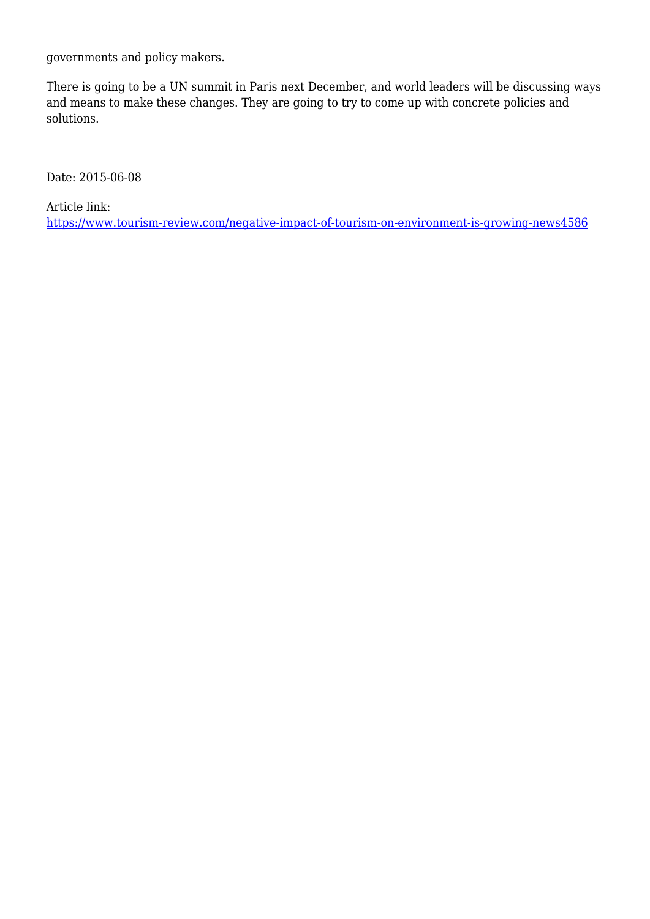governments and policy makers.

There is going to be a UN summit in Paris next December, and world leaders will be discussing ways and means to make these changes. They are going to try to come up with concrete policies and solutions.

Date: 2015-06-08

Article link:
https://www.tourism-review.com/negative-impact-of-tourism-on-environment-is-growing-news4586